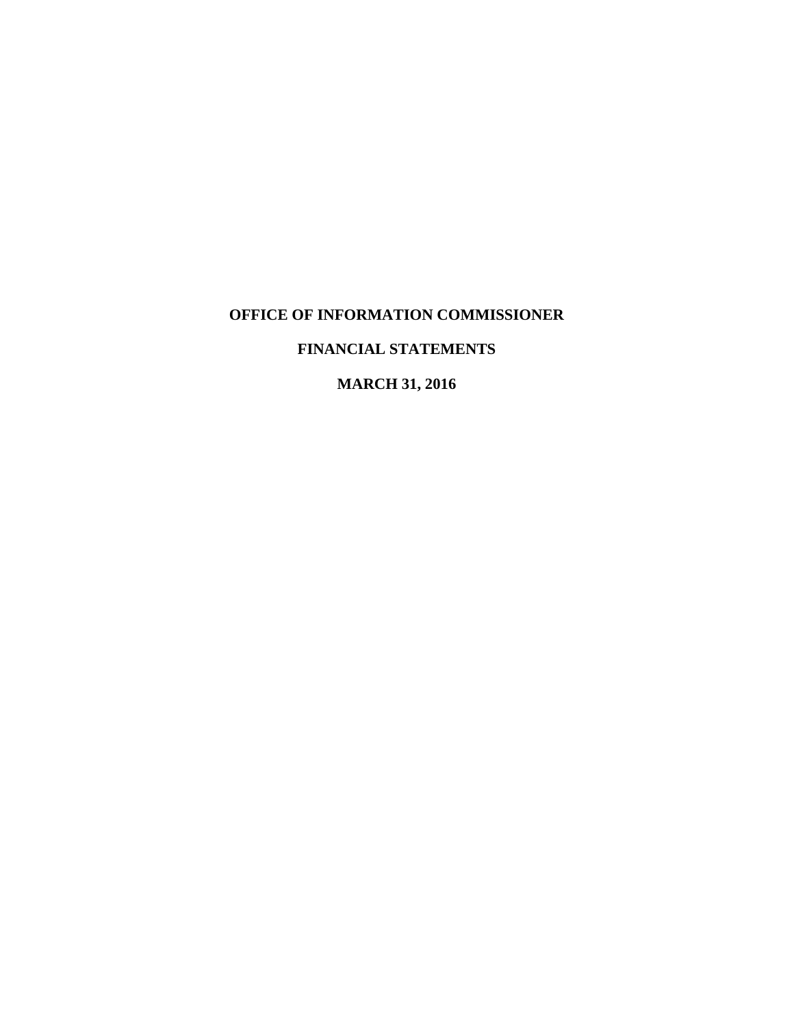# OFFICE OF INFORMATION COMMISSIONER

## FINANCIAL STATEMENTS

## MARCH 31, 2016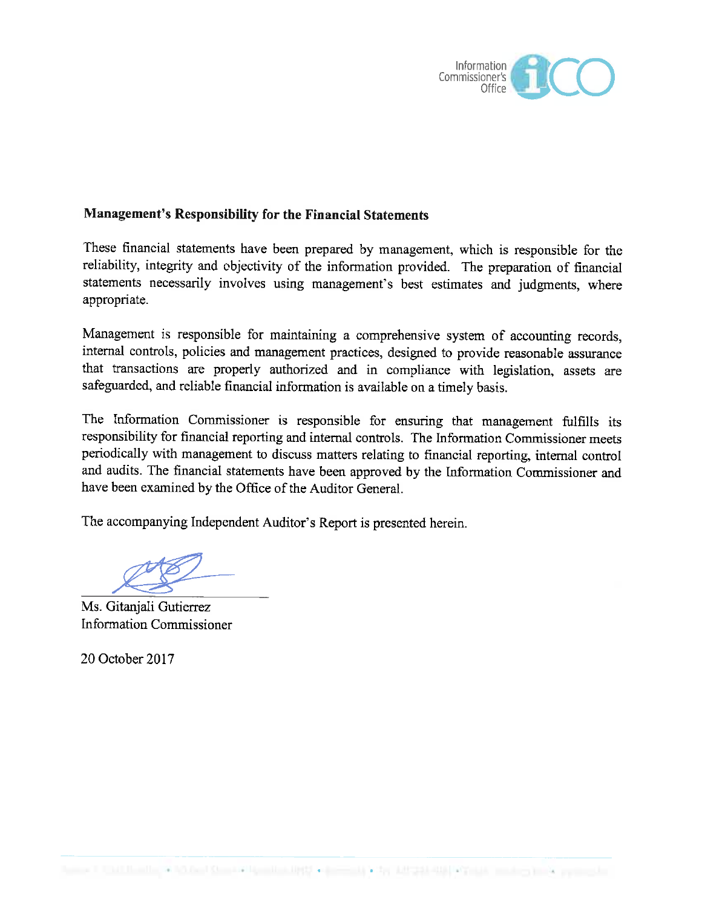## Management's Responsibility for the Financial Statements

These financial statements have been prepared by management, which is responsible for the reliability, integrity and objectivity of the information provided. The preparation of financial statements necessarily involves using management's best estimates and judgments, where appropriate.

Management is responsible for maintaining a comprehensive system of accounting records, internal controls, policies and management practices, designed to provide reasonable assurance that transactions are properly authorized and in compliance with legislation, assets are safeguarded, and reliable financial information is available on a timely basis.

The Information Commissioner is responsible for ensuring that management fulfills its responsibility for financial reporting and internal controls. The Information Commissioner meets periodically with management to discuss matters relating to financial reporting, internal control and audits. The financial statements have been approved by the Information Commissioner and have been examined by the Office of the Auditor General.

The accompanying Independent Auditor's Report is presented herein.

Ms. Gitanjali Gutierrez
Information Commissioner

20 October 2017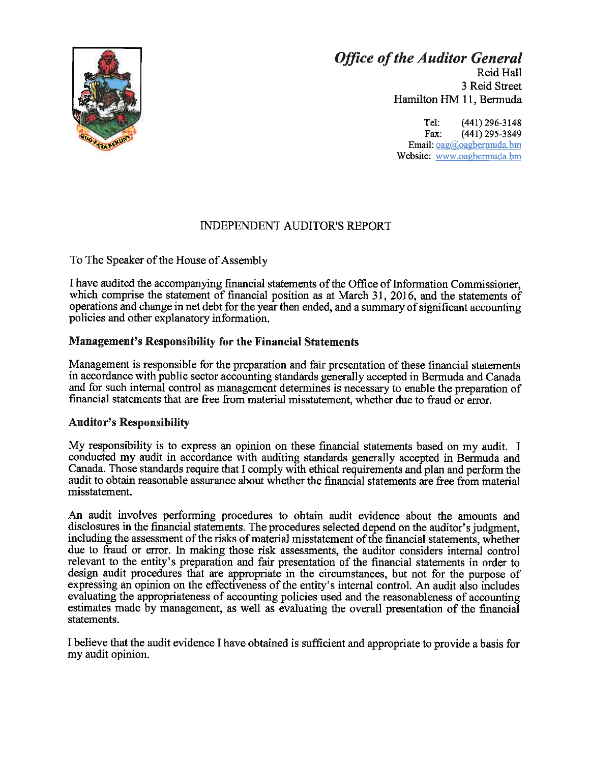*Office of the Auditor General*
Reid Hall
3 Reid Street
Hamilton HM 11, Bermuda

Tel: (441) 296-3148
Fax: (441) 295-3849
Email: oag@oagbermuda.bm
Website: www.oagbermuda.bm

# INDEPENDENT AUDITOR'S REPORT

To The Speaker of the House of Assembly

I have audited the accompanying financial statements of the Office of Information Commissioner, which comprise the statement of financial position as at March 31, 2016, and the statements of operations and change in net debt for the year then ended, and a summary of significant accounting policies and other explanatory information.

## Management's Responsibility for the Financial Statements

Management is responsible for the preparation and fair presentation of these financial statements in accordance with public sector accounting standards generally accepted in Bermuda and Canada and for such internal control as management determines is necessary to enable the preparation of financial statements that are free from material misstatement, whether due to fraud or error.

## Auditor's Responsibility

My responsibility is to express an opinion on these financial statements based on my audit. I conducted my audit in accordance with auditing standards generally accepted in Bermuda and Canada. Those standards require that I comply with ethical requirements and plan and perform the audit to obtain reasonable assurance about whether the financial statements are free from material misstatement.

An audit involves performing procedures to obtain audit evidence about the amounts and disclosures in the financial statements. The procedures selected depend on the auditor's judgment, including the assessment of the risks of material misstatement of the financial statements, whether due to fraud or error. In making those risk assessments, the auditor considers internal control relevant to the entity's preparation and fair presentation of the financial statements in order to design audit procedures that are appropriate in the circumstances, but not for the purpose of expressing an opinion on the effectiveness of the entity's internal control. An audit also includes evaluating the appropriateness of accounting policies used and the reasonableness of accounting estimates made by management, as well as evaluating the overall presentation of the financial statements.

I believe that the audit evidence I have obtained is sufficient and appropriate to provide a basis for my audit opinion.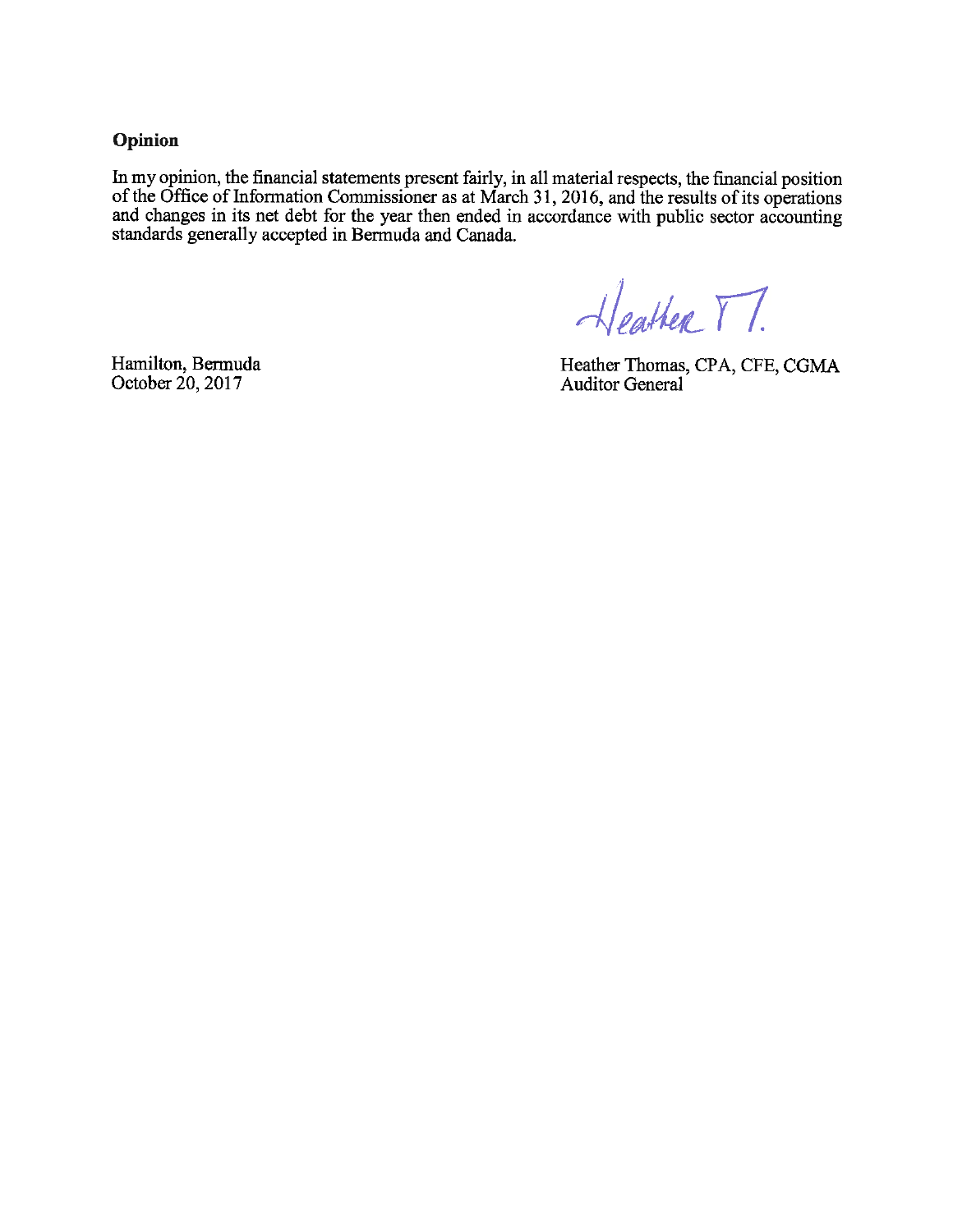**Opinion**

In my opinion, the financial statements present fairly, in all material respects, the financial position of the Office of Information Commissioner as at March 31, 2016, and the results of its operations and changes in its net debt for the year then ended in accordance with public sector accounting standards generally accepted in Bermuda and Canada.

Heather T.

Hamilton, Bermuda
October 20, 2017

Heather Thomas, CPA, CFE, CGMA
Auditor General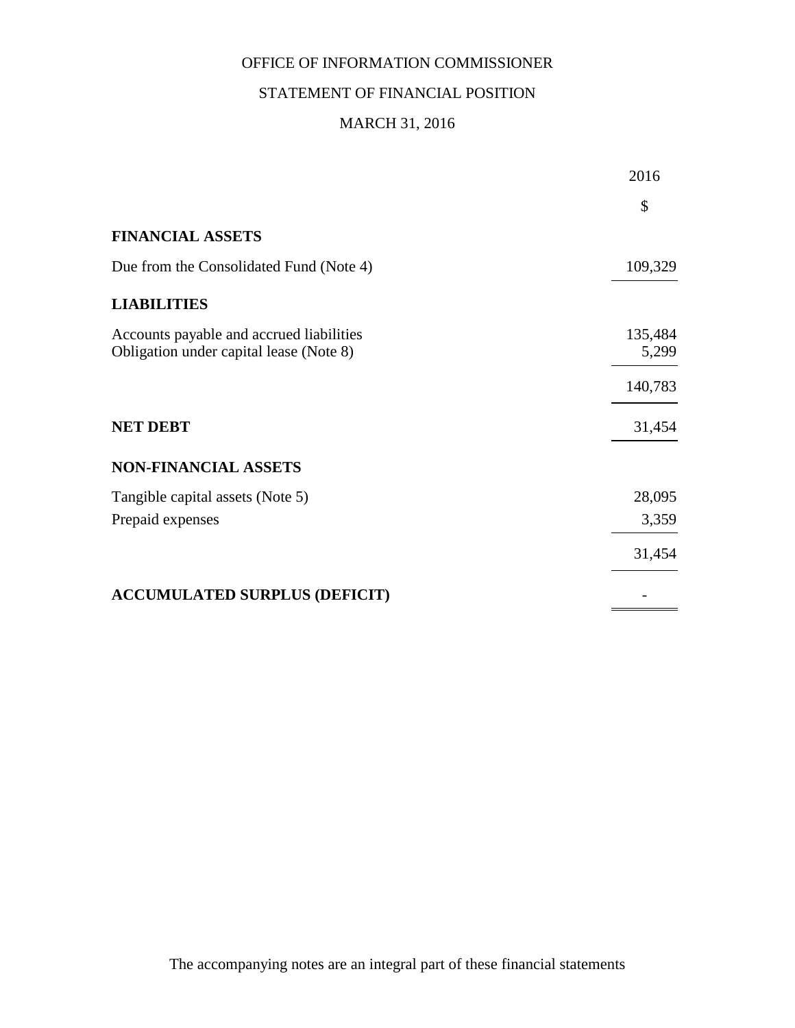# OFFICE OF INFORMATION COMMISSIONER

## STATEMENT OF FINANCIAL POSITION

### MARCH 31, 2016

| | 2016 |
|---|---|
| | $ |
| **FINANCIAL ASSETS** | |
| Due from the Consolidated Fund (Note 4) | 109,329 |
| **LIABILITIES** | |
| Accounts payable and accrued liabilities | 135,484 |
| Obligation under capital lease (Note 8) | 5,299 |
| | 140,783 |
| **NET DEBT** | 31,454 |
| **NON-FINANCIAL ASSETS** | |
| Tangible capital assets (Note 5) | 28,095 |
| Prepaid expenses | 3,359 |
| | 31,454 |
| **ACCUMULATED SURPLUS (DEFICIT)** | - |

The accompanying notes are an integral part of these financial statements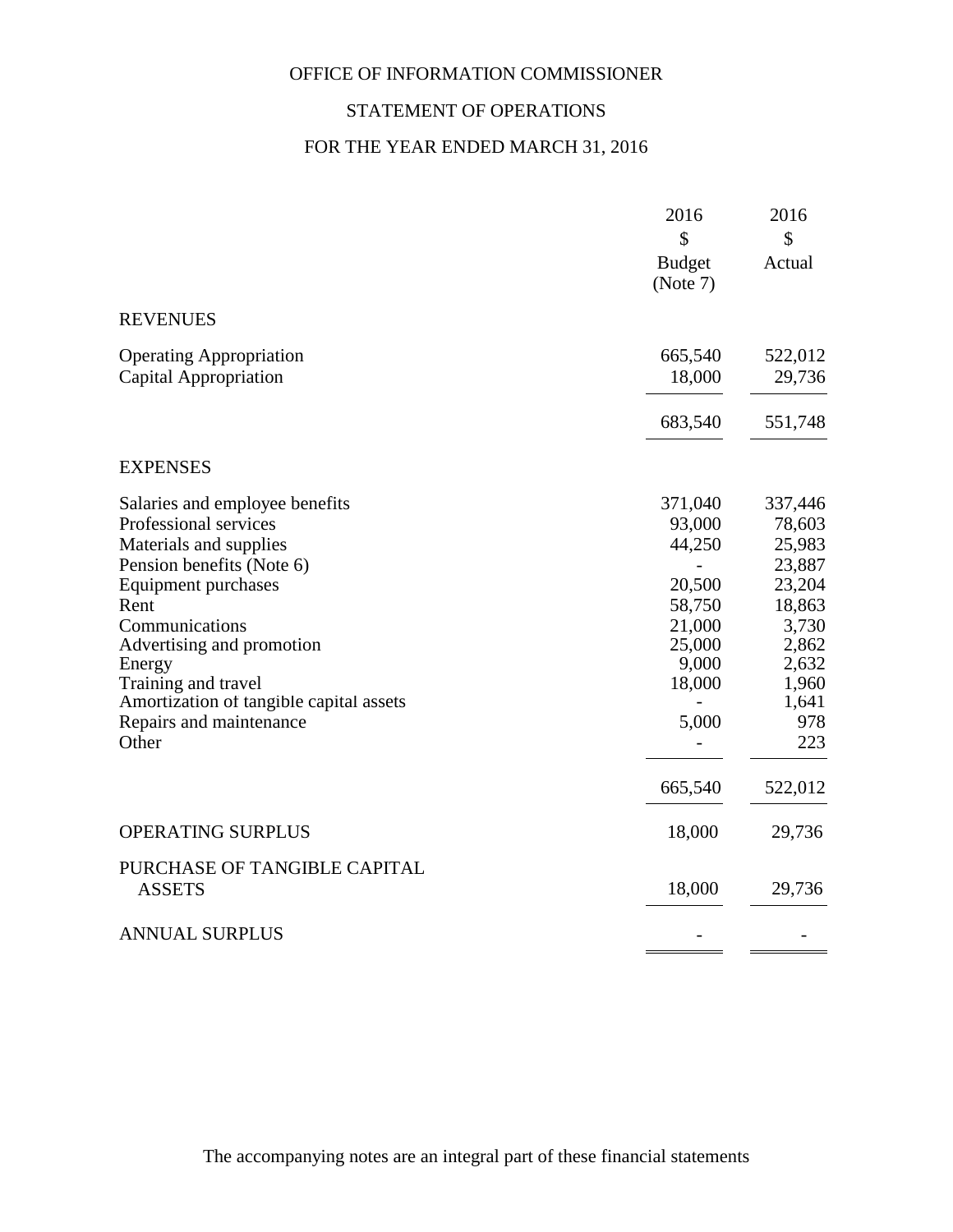OFFICE OF INFORMATION COMMISSIONER

STATEMENT OF OPERATIONS

FOR THE YEAR ENDED MARCH 31, 2016

| | 2016<br>$<br>Budget<br>(Note 7) | 2016<br>$<br>Actual |
|---|---|---|
| **REVENUES** | | |
| Operating Appropriation | 665,540 | 522,012 |
| Capital Appropriation | 18,000 | 29,736 |
| | 683,540 | 551,748 |
| **EXPENSES** | | |
| Salaries and employee benefits | 371,040 | 337,446 |
| Professional services | 93,000 | 78,603 |
| Materials and supplies | 44,250 | 25,983 |
| Pension benefits (Note 6) | - | 23,887 |
| Equipment purchases | 20,500 | 23,204 |
| Rent | 58,750 | 18,863 |
| Communications | 21,000 | 3,730 |
| Advertising and promotion | 25,000 | 2,862 |
| Energy | 9,000 | 2,632 |
| Training and travel | 18,000 | 1,960 |
| Amortization of tangible capital assets | - | 1,641 |
| Repairs and maintenance | 5,000 | 978 |
| Other | - | 223 |
| | 665,540 | 522,012 |
| OPERATING SURPLUS | 18,000 | 29,736 |
| PURCHASE OF TANGIBLE CAPITAL ASSETS | 18,000 | 29,736 |
| ANNUAL SURPLUS | - | - |

The accompanying notes are an integral part of these financial statements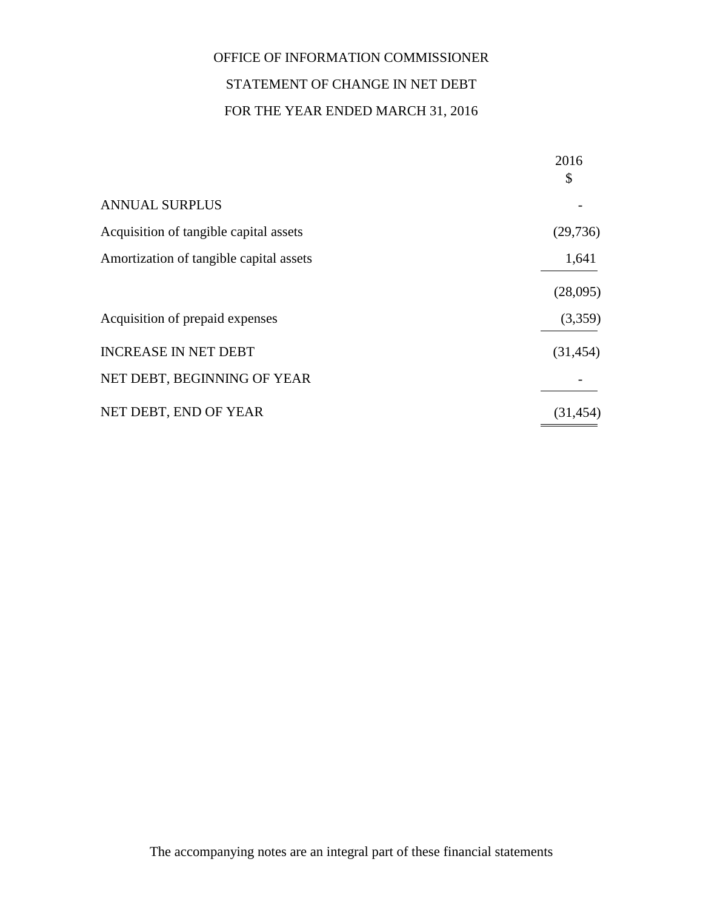# OFFICE OF INFORMATION COMMISSIONER

## STATEMENT OF CHANGE IN NET DEBT

## FOR THE YEAR ENDED MARCH 31, 2016

| | 2016<br>$ |
|---|---|
| ANNUAL SURPLUS | - |
| Acquisition of tangible capital assets | (29,736) |
| Amortization of tangible capital assets | 1,641 |
| | (28,095) |
| Acquisition of prepaid expenses | (3,359) |
| INCREASE IN NET DEBT | (31,454) |
| NET DEBT, BEGINNING OF YEAR | - |
| NET DEBT, END OF YEAR | (31,454) |

The accompanying notes are an integral part of these financial statements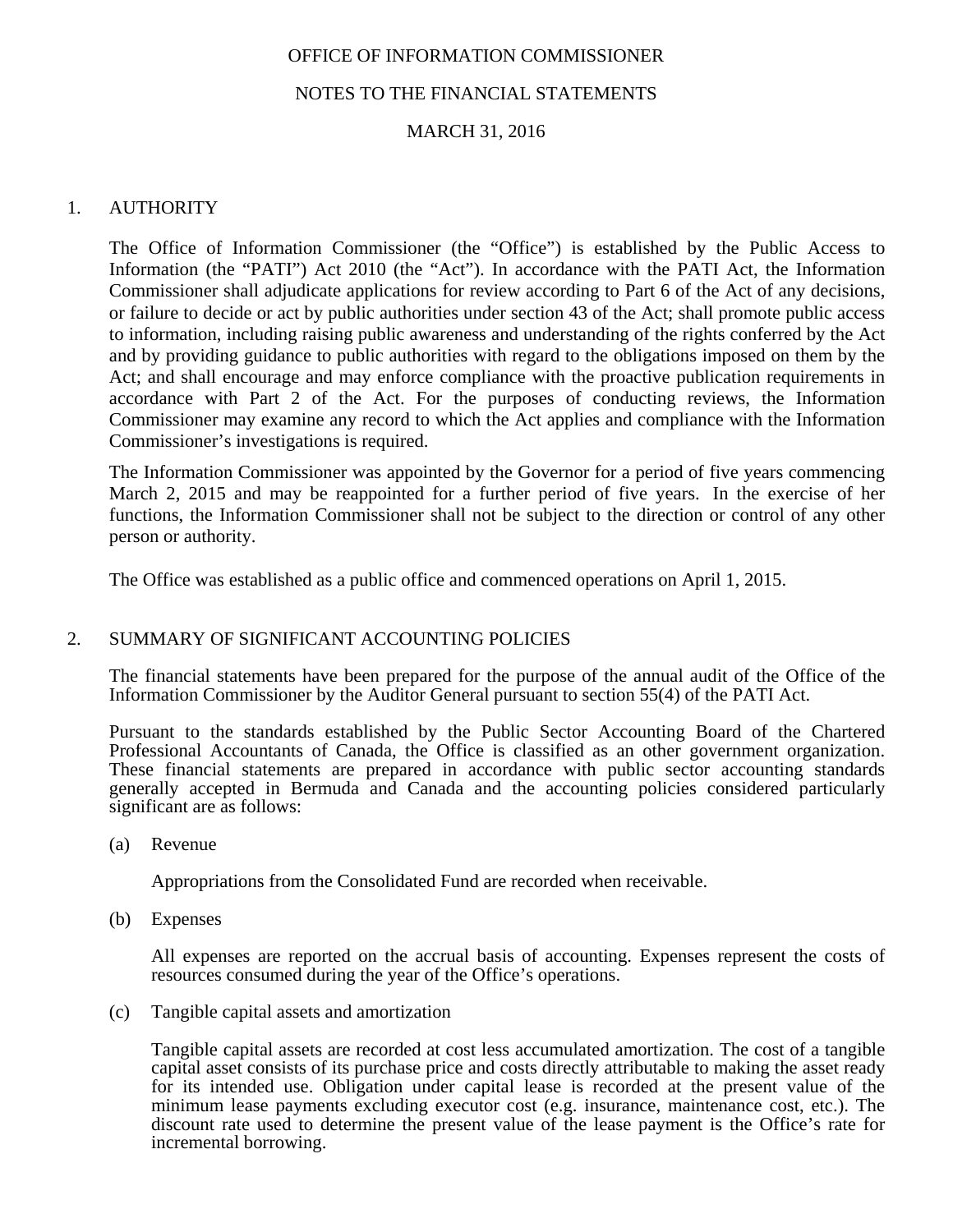OFFICE OF INFORMATION COMMISSIONER

NOTES TO THE FINANCIAL STATEMENTS

MARCH 31, 2016

## 1. AUTHORITY

The Office of Information Commissioner (the "Office") is established by the Public Access to Information (the "PATI") Act 2010 (the "Act"). In accordance with the PATI Act, the Information Commissioner shall adjudicate applications for review according to Part 6 of the Act of any decisions, or failure to decide or act by public authorities under section 43 of the Act; shall promote public access to information, including raising public awareness and understanding of the rights conferred by the Act and by providing guidance to public authorities with regard to the obligations imposed on them by the Act; and shall encourage and may enforce compliance with the proactive publication requirements in accordance with Part 2 of the Act. For the purposes of conducting reviews, the Information Commissioner may examine any record to which the Act applies and compliance with the Information Commissioner's investigations is required.

The Information Commissioner was appointed by the Governor for a period of five years commencing March 2, 2015 and may be reappointed for a further period of five years. In the exercise of her functions, the Information Commissioner shall not be subject to the direction or control of any other person or authority.

The Office was established as a public office and commenced operations on April 1, 2015.

## 2. SUMMARY OF SIGNIFICANT ACCOUNTING POLICIES

The financial statements have been prepared for the purpose of the annual audit of the Office of the Information Commissioner by the Auditor General pursuant to section 55(4) of the PATI Act.

Pursuant to the standards established by the Public Sector Accounting Board of the Chartered Professional Accountants of Canada, the Office is classified as an other government organization. These financial statements are prepared in accordance with public sector accounting standards generally accepted in Bermuda and Canada and the accounting policies considered particularly significant are as follows:

(a) Revenue

Appropriations from the Consolidated Fund are recorded when receivable.

(b) Expenses

All expenses are reported on the accrual basis of accounting. Expenses represent the costs of resources consumed during the year of the Office's operations.

(c) Tangible capital assets and amortization

Tangible capital assets are recorded at cost less accumulated amortization. The cost of a tangible capital asset consists of its purchase price and costs directly attributable to making the asset ready for its intended use. Obligation under capital lease is recorded at the present value of the minimum lease payments excluding executor cost (e.g. insurance, maintenance cost, etc.). The discount rate used to determine the present value of the lease payment is the Office's rate for incremental borrowing.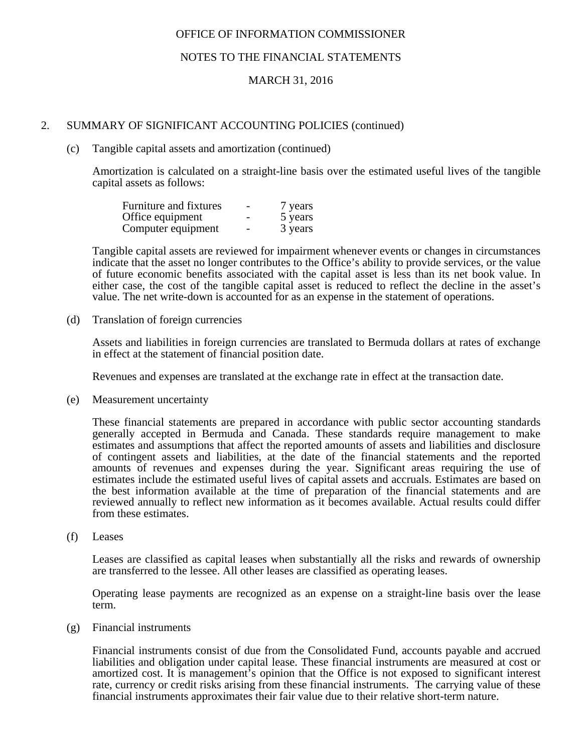OFFICE OF INFORMATION COMMISSIONER

NOTES TO THE FINANCIAL STATEMENTS

MARCH 31, 2016

## 2. SUMMARY OF SIGNIFICANT ACCOUNTING POLICIES (continued)

### (c) Tangible capital assets and amortization (continued)

Amortization is calculated on a straight-line basis over the estimated useful lives of the tangible capital assets as follows:

| | | |
|---|---|---|
| Furniture and fixtures | - | 7 years |
| Office equipment | - | 5 years |
| Computer equipment | - | 3 years |

Tangible capital assets are reviewed for impairment whenever events or changes in circumstances indicate that the asset no longer contributes to the Office's ability to provide services, or the value of future economic benefits associated with the capital asset is less than its net book value. In either case, the cost of the tangible capital asset is reduced to reflect the decline in the asset's value. The net write-down is accounted for as an expense in the statement of operations.

### (d) Translation of foreign currencies

Assets and liabilities in foreign currencies are translated to Bermuda dollars at rates of exchange in effect at the statement of financial position date.

Revenues and expenses are translated at the exchange rate in effect at the transaction date.

### (e) Measurement uncertainty

These financial statements are prepared in accordance with public sector accounting standards generally accepted in Bermuda and Canada. These standards require management to make estimates and assumptions that affect the reported amounts of assets and liabilities and disclosure of contingent assets and liabilities, at the date of the financial statements and the reported amounts of revenues and expenses during the year. Significant areas requiring the use of estimates include the estimated useful lives of capital assets and accruals. Estimates are based on the best information available at the time of preparation of the financial statements and are reviewed annually to reflect new information as it becomes available. Actual results could differ from these estimates.

### (f) Leases

Leases are classified as capital leases when substantially all the risks and rewards of ownership are transferred to the lessee. All other leases are classified as operating leases.

Operating lease payments are recognized as an expense on a straight-line basis over the lease term.

### (g) Financial instruments

Financial instruments consist of due from the Consolidated Fund, accounts payable and accrued liabilities and obligation under capital lease. These financial instruments are measured at cost or amortized cost. It is management's opinion that the Office is not exposed to significant interest rate, currency or credit risks arising from these financial instruments. The carrying value of these financial instruments approximates their fair value due to their relative short-term nature.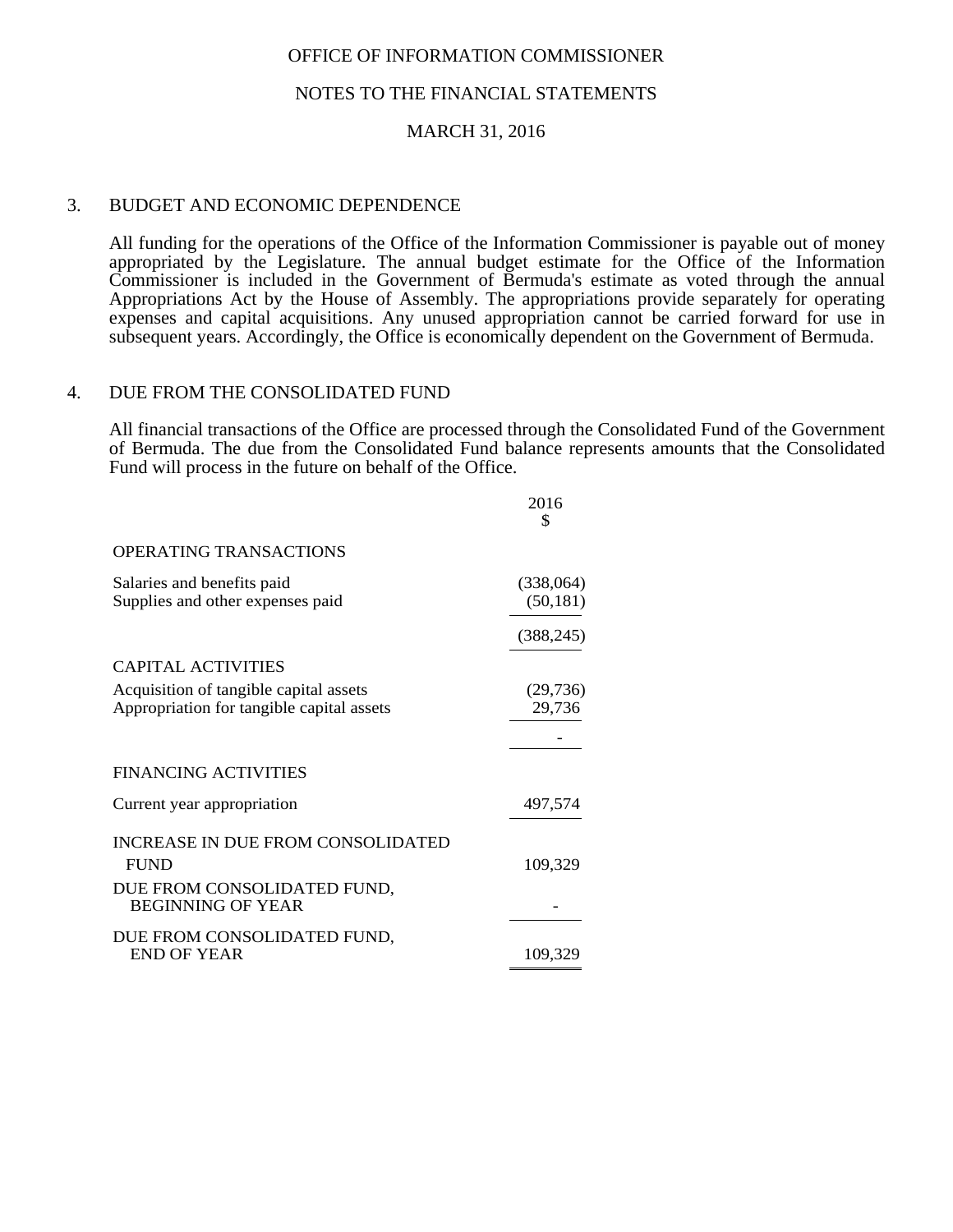OFFICE OF INFORMATION COMMISSIONER

NOTES TO THE FINANCIAL STATEMENTS

MARCH 31, 2016

## 3. BUDGET AND ECONOMIC DEPENDENCE

All funding for the operations of the Office of the Information Commissioner is payable out of money appropriated by the Legislature. The annual budget estimate for the Office of the Information Commissioner is included in the Government of Bermuda's estimate as voted through the annual Appropriations Act by the House of Assembly. The appropriations provide separately for operating expenses and capital acquisitions. Any unused appropriation cannot be carried forward for use in subsequent years. Accordingly, the Office is economically dependent on the Government of Bermuda.

## 4. DUE FROM THE CONSOLIDATED FUND

All financial transactions of the Office are processed through the Consolidated Fund of the Government of Bermuda. The due from the Consolidated Fund balance represents amounts that the Consolidated Fund will process in the future on behalf of the Office.

| | 2016 $ |
|---|---|
| **OPERATING TRANSACTIONS** | |
| Salaries and benefits paid | (338,064) |
| Supplies and other expenses paid | (50,181) |
| | (388,245) |
| **CAPITAL ACTIVITIES** | |
| Acquisition of tangible capital assets | (29,736) |
| Appropriation for tangible capital assets | 29,736 |
| | - |
| **FINANCING ACTIVITIES** | |
| Current year appropriation | 497,574 |
| INCREASE IN DUE FROM CONSOLIDATED FUND | 109,329 |
| DUE FROM CONSOLIDATED FUND, BEGINNING OF YEAR | - |
| DUE FROM CONSOLIDATED FUND, END OF YEAR | 109,329 |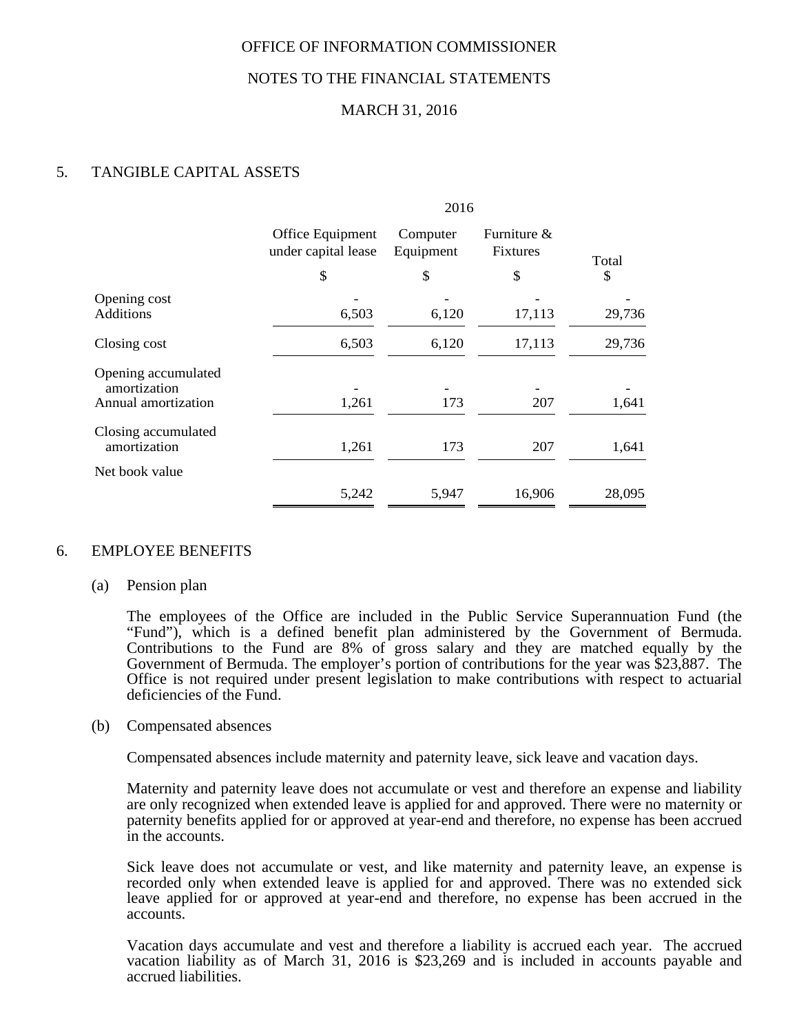OFFICE OF INFORMATION COMMISSIONER

NOTES TO THE FINANCIAL STATEMENTS

MARCH 31, 2016

## 5. TANGIBLE CAPITAL ASSETS

| | 2016 | | | |
|---|---|---|---|---|
| | Office Equipment under capital lease | Computer Equipment | Furniture & Fixtures | Total |
| | $ | $ | $ | $ |
| Opening cost | - | - | - | - |
| Additions | 6,503 | 6,120 | 17,113 | 29,736 |
| Closing cost | 6,503 | 6,120 | 17,113 | 29,736 |
| Opening accumulated amortization | - | - | - | - |
| Annual amortization | 1,261 | 173 | 207 | 1,641 |
| Closing accumulated amortization | 1,261 | 173 | 207 | 1,641 |
| Net book value | 5,242 | 5,947 | 16,906 | 28,095 |

## 6. EMPLOYEE BENEFITS

### (a) Pension plan

The employees of the Office are included in the Public Service Superannuation Fund (the "Fund"), which is a defined benefit plan administered by the Government of Bermuda. Contributions to the Fund are 8% of gross salary and they are matched equally by the Government of Bermuda. The employer's portion of contributions for the year was $23,887. The Office is not required under present legislation to make contributions with respect to actuarial deficiencies of the Fund.

### (b) Compensated absences

Compensated absences include maternity and paternity leave, sick leave and vacation days.

Maternity and paternity leave does not accumulate or vest and therefore an expense and liability are only recognized when extended leave is applied for and approved. There were no maternity or paternity benefits applied for or approved at year-end and therefore, no expense has been accrued in the accounts.

Sick leave does not accumulate or vest, and like maternity and paternity leave, an expense is recorded only when extended leave is applied for and approved. There was no extended sick leave applied for or approved at year-end and therefore, no expense has been accrued in the accounts.

Vacation days accumulate and vest and therefore a liability is accrued each year. The accrued vacation liability as of March 31, 2016 is $23,269 and is included in accounts payable and accrued liabilities.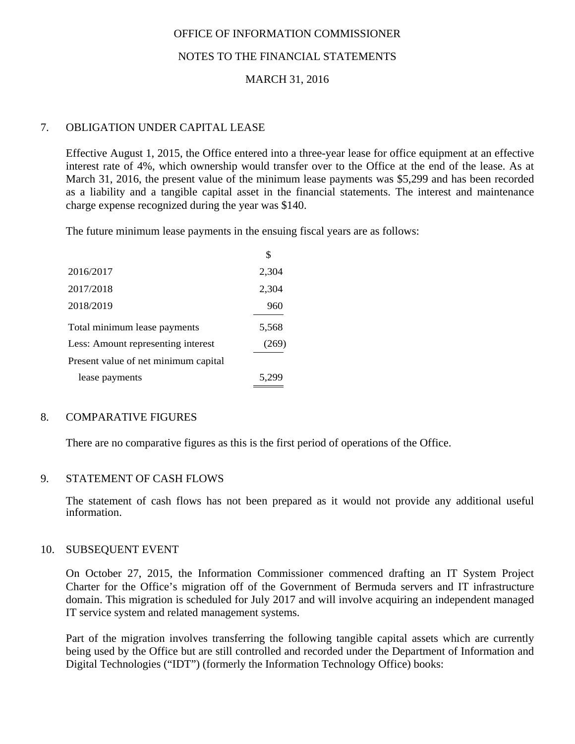OFFICE OF INFORMATION COMMISSIONER

NOTES TO THE FINANCIAL STATEMENTS

MARCH 31, 2016

## 7. OBLIGATION UNDER CAPITAL LEASE

Effective August 1, 2015, the Office entered into a three-year lease for office equipment at an effective interest rate of 4%, which ownership would transfer over to the Office at the end of the lease. As at March 31, 2016, the present value of the minimum lease payments was $5,299 and has been recorded as a liability and a tangible capital asset in the financial statements. The interest and maintenance charge expense recognized during the year was $140.

The future minimum lease payments in the ensuing fiscal years are as follows:

| | $ |
|---|---|
| 2016/2017 | 2,304 |
| 2017/2018 | 2,304 |
| 2018/2019 | 960 |
| Total minimum lease payments | 5,568 |
| Less: Amount representing interest | (269) |
| Present value of net minimum capital lease payments | 5,299 |

## 8. COMPARATIVE FIGURES

There are no comparative figures as this is the first period of operations of the Office.

## 9. STATEMENT OF CASH FLOWS

The statement of cash flows has not been prepared as it would not provide any additional useful information.

## 10. SUBSEQUENT EVENT

On October 27, 2015, the Information Commissioner commenced drafting an IT System Project Charter for the Office's migration off of the Government of Bermuda servers and IT infrastructure domain. This migration is scheduled for July 2017 and will involve acquiring an independent managed IT service system and related management systems.

Part of the migration involves transferring the following tangible capital assets which are currently being used by the Office but are still controlled and recorded under the Department of Information and Digital Technologies ("IDT") (formerly the Information Technology Office) books: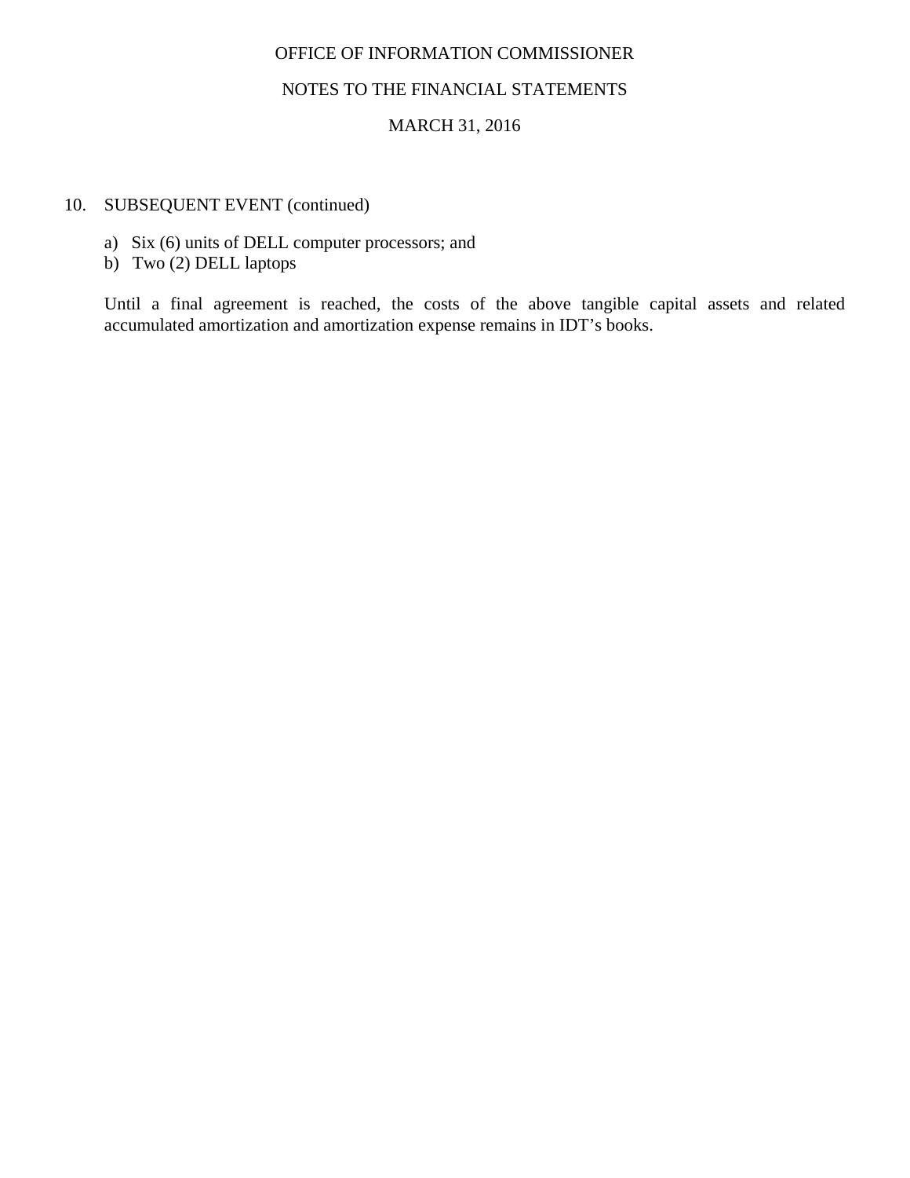OFFICE OF INFORMATION COMMISSIONER

NOTES TO THE FINANCIAL STATEMENTS

MARCH 31, 2016

10. SUBSEQUENT EVENT (continued)

a) Six (6) units of DELL computer processors; and
b) Two (2) DELL laptops

Until a final agreement is reached, the costs of the above tangible capital assets and related accumulated amortization and amortization expense remains in IDT's books.